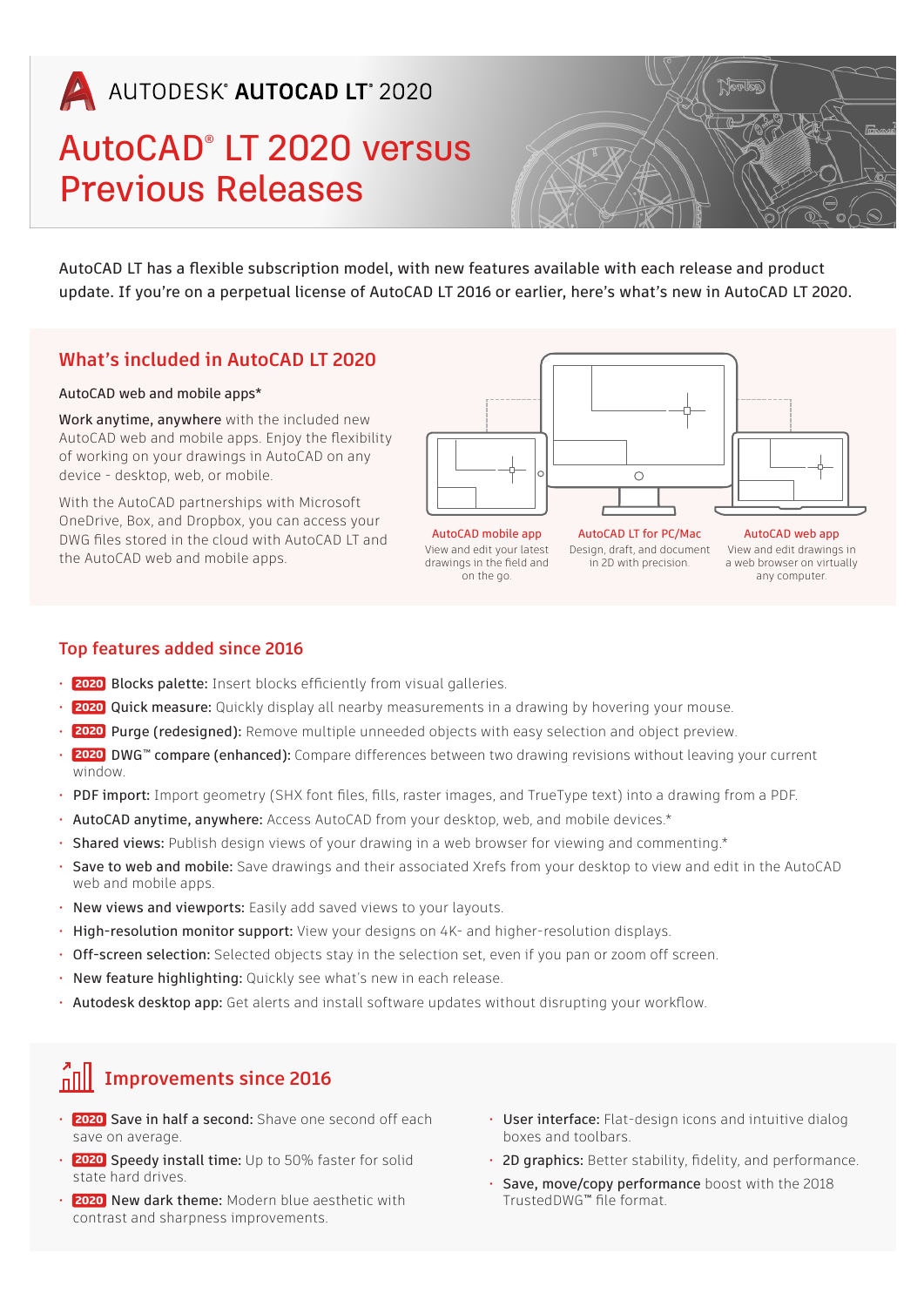AUTODESK® AUTOCAD LT® 2020

# AutoCAD® LT 2020 versus Previous Releases

AutoCAD LT has a flexible subscription model, with new features available with each release and product update. If you're on a perpetual license of AutoCAD LT 2016 or earlier, here's what's new in AutoCAD LT 2020.

## What's included in AutoCAD LT 2020

AutoCAD web and mobile apps*

**Work anytime, anywhere** with the included new AutoCAD web and mobile apps. Enjoy the flexibility of working on your drawings in AutoCAD on any device - desktop, web, or mobile.

With the AutoCAD partnerships with Microsoft OneDrive, Box, and Dropbox, you can access your DWG files stored in the cloud with AutoCAD LT and the AutoCAD web and mobile apps.

**AutoCAD mobile app**
View and edit your latest drawings in the field and on the go.

**AutoCAD LT for PC/Mac**
Design, draft, and document in 2D with precision.

**AutoCAD web app**
View and edit drawings in a web browser on virtually any computer.

## Top features added since 2016

- **2020** **Blocks palette:** Insert blocks efficiently from visual galleries.
- **2020** **Quick measure:** Quickly display all nearby measurements in a drawing by hovering your mouse.
- **2020** **Purge (redesigned):** Remove multiple unneeded objects with easy selection and object preview.
- **2020** **DWG™ compare (enhanced):** Compare differences between two drawing revisions without leaving your current window.
- **PDF import:** Import geometry (SHX font files, fills, raster images, and TrueType text) into a drawing from a PDF.
- **AutoCAD anytime, anywhere:** Access AutoCAD from your desktop, web, and mobile devices.*
- **Shared views:** Publish design views of your drawing in a web browser for viewing and commenting.*
- **Save to web and mobile:** Save drawings and their associated Xrefs from your desktop to view and edit in the AutoCAD web and mobile apps.
- **New views and viewports:** Easily add saved views to your layouts.
- **High-resolution monitor support:** View your designs on 4K- and higher-resolution displays.
- **Off-screen selection:** Selected objects stay in the selection set, even if you pan or zoom off screen.
- **New feature highlighting:** Quickly see what's new in each release.
- **Autodesk desktop app:** Get alerts and install software updates without disrupting your workflow.

## Improvements since 2016

- **2020** **Save in half a second:** Shave one second off each save on average.
- **2020** **Speedy install time:** Up to 50% faster for solid state hard drives.
- **2020** **New dark theme:** Modern blue aesthetic with contrast and sharpness improvements.
- **User interface:** Flat-design icons and intuitive dialog boxes and toolbars.
- **2D graphics:** Better stability, fidelity, and performance.
- **Save, move/copy performance** boost with the 2018 TrustedDWG™ file format.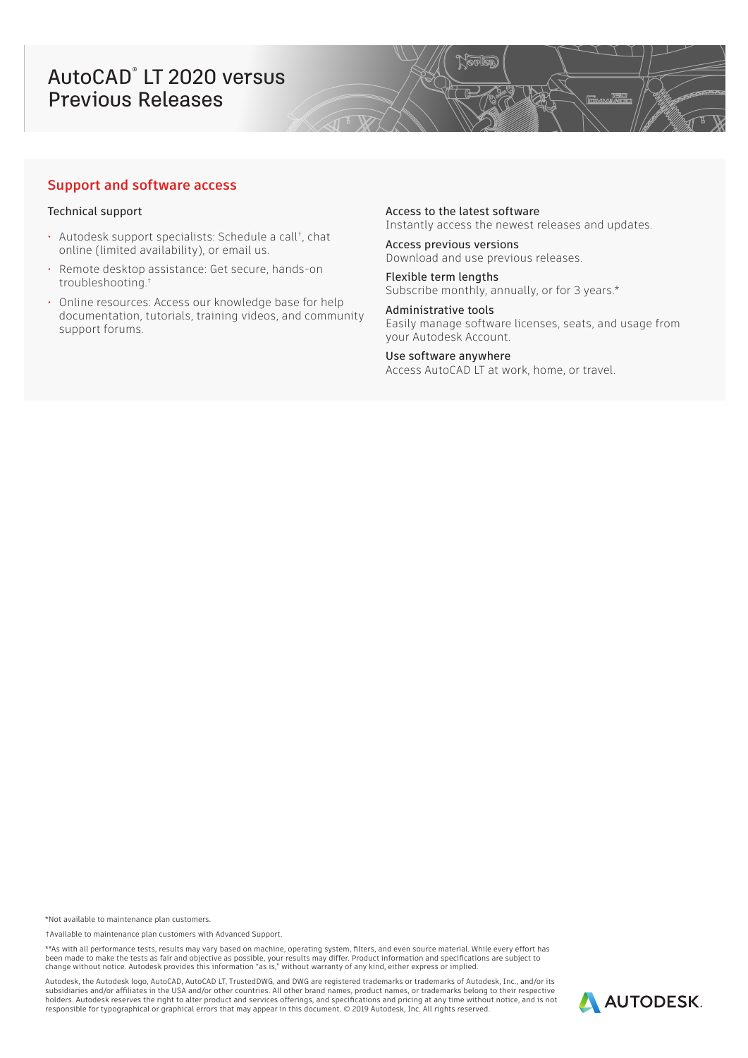# AutoCAD® LT 2020 versus Previous Releases

## Support and software access

### Technical support

- Autodesk support specialists: Schedule a call†, chat online (limited availability), or email us.
- Remote desktop assistance: Get secure, hands-on troubleshooting.†
- Online resources: Access our knowledge base for help documentation, tutorials, training videos, and community support forums.

**Access to the latest software**
Instantly access the newest releases and updates.

**Access previous versions**
Download and use previous releases.

**Flexible term lengths**
Subscribe monthly, annually, or for 3 years.*

**Administrative tools**
Easily manage software licenses, seats, and usage from your Autodesk Account.

**Use software anywhere**
Access AutoCAD LT at work, home, or travel.

*Not available to maintenance plan customers.

†Available to maintenance plan customers with Advanced Support.

**As with all performance tests, results may vary based on machine, operating system, filters, and even source material. While every effort has been made to make the tests as fair and objective as possible, your results may differ. Product information and specifications are subject to change without notice. Autodesk provides this information "as is," without warranty of any kind, either express or implied.

Autodesk, the Autodesk logo, AutoCAD, AutoCAD LT, TrustedDWG, and DWG are registered trademarks or trademarks of Autodesk, Inc., and/or its subsidiaries and/or affiliates in the USA and/or other countries. All other brand names, product names, or trademarks belong to their respective holders. Autodesk reserves the right to alter product and services offerings, and specifications and pricing at any time without notice, and is not responsible for typographical or graphical errors that may appear in this document. © 2019 Autodesk, Inc. All rights reserved.

AUTODESK.